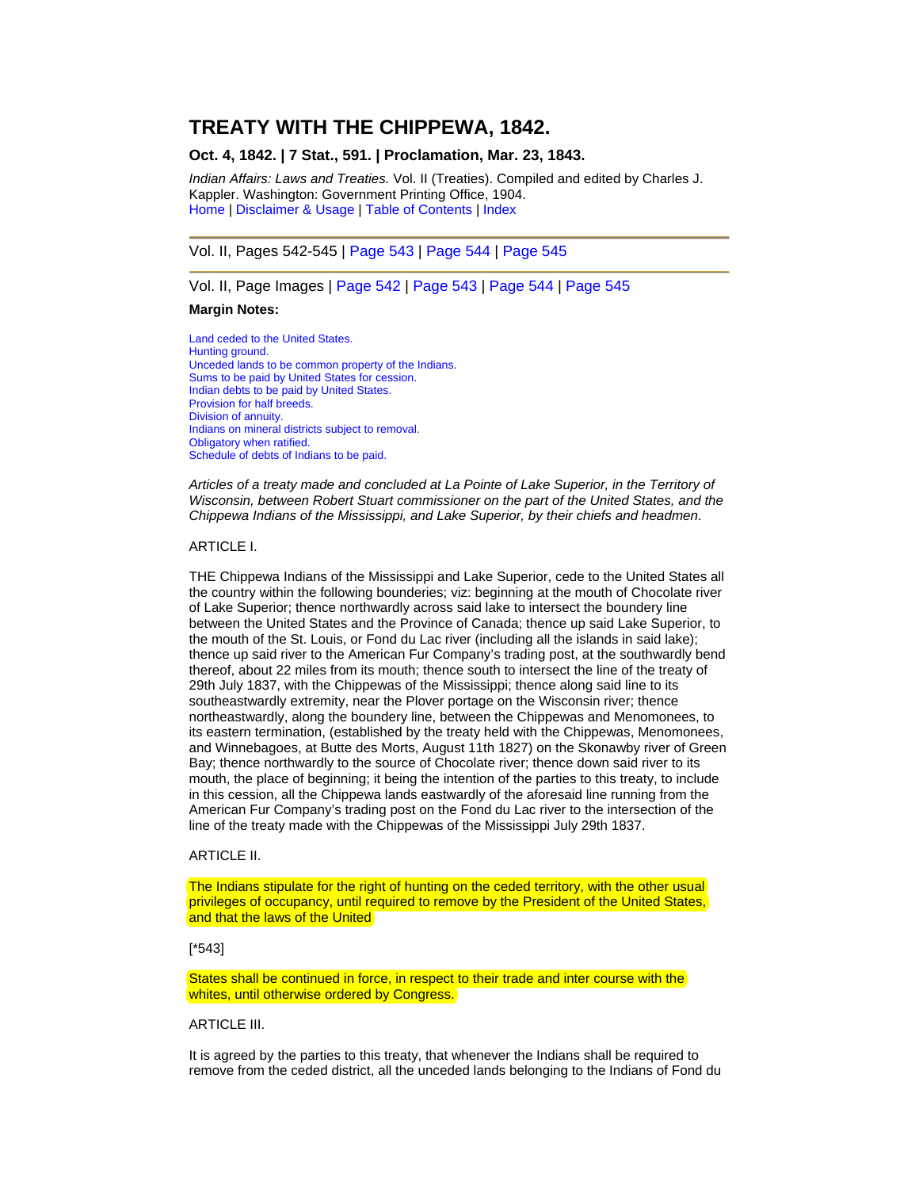# TREATY WITH THE CHIPPEWA, 1842.

### Oct. 4, 1842. | 7 Stat., 591. | Proclamation, Mar. 23, 1843.

*Indian Affairs: Laws and Treaties.* Vol. II (Treaties). Compiled and edited by Charles J. Kappler. Washington: Government Printing Office, 1904.
Home | Disclaimer & Usage | Table of Contents | Index

---

Vol. II, Pages 542-545 | Page 543 | Page 544 | Page 545

---

Vol. II, Page Images | Page 542 | Page 543 | Page 544 | Page 545

**Margin Notes:**

Land ceded to the United States.
Hunting ground.
Unceded lands to be common property of the Indians.
Sums to be paid by United States for cession.
Indian debts to be paid by United States.
Provision for half breeds.
Division of annuity.
Indians on mineral districts subject to removal.
Obligatory when ratified.
Schedule of debts of Indians to be paid.

*Articles of a treaty made and concluded at La Pointe of Lake Superior, in the Territory of Wisconsin, between Robert Stuart commissioner on the part of the United States, and the Chippewa Indians of the Mississippi, and Lake Superior, by their chiefs and headmen*.

ARTICLE I.

THE Chippewa Indians of the Mississippi and Lake Superior, cede to the United States all the country within the following bounderies; viz: beginning at the mouth of Chocolate river of Lake Superior; thence northwardly across said lake to intersect the boundery line between the United States and the Province of Canada; thence up said Lake Superior, to the mouth of the St. Louis, or Fond du Lac river (including all the islands in said lake); thence up said river to the American Fur Company's trading post, at the southwardly bend thereof, about 22 miles from its mouth; thence south to intersect the line of the treaty of 29th July 1837, with the Chippewas of the Mississippi; thence along said line to its southeastwardly extremity, near the Plover portage on the Wisconsin river; thence northeastwardly, along the boundery line, between the Chippewas and Menomonees, to its eastern termination, (established by the treaty held with the Chippewas, Menomonees, and Winnebagoes, at Butte des Morts, August 11th 1827) on the Skonawby river of Green Bay; thence northwardly to the source of Chocolate river; thence down said river to its mouth, the place of beginning; it being the intention of the parties to this treaty, to include in this cession, all the Chippewa lands eastwardly of the aforesaid line running from the American Fur Company's trading post on the Fond du Lac river to the intersection of the line of the treaty made with the Chippewas of the Mississippi July 29th 1837.

ARTICLE II.

The Indians stipulate for the right of hunting on the ceded territory, with the other usual privileges of occupancy, until required to remove by the President of the United States, and that the laws of the United

[*543]

States shall be continued in force, in respect to their trade and inter course with the whites, until otherwise ordered by Congress.

ARTICLE III.

It is agreed by the parties to this treaty, that whenever the Indians shall be required to remove from the ceded district, all the unceded lands belonging to the Indians of Fond du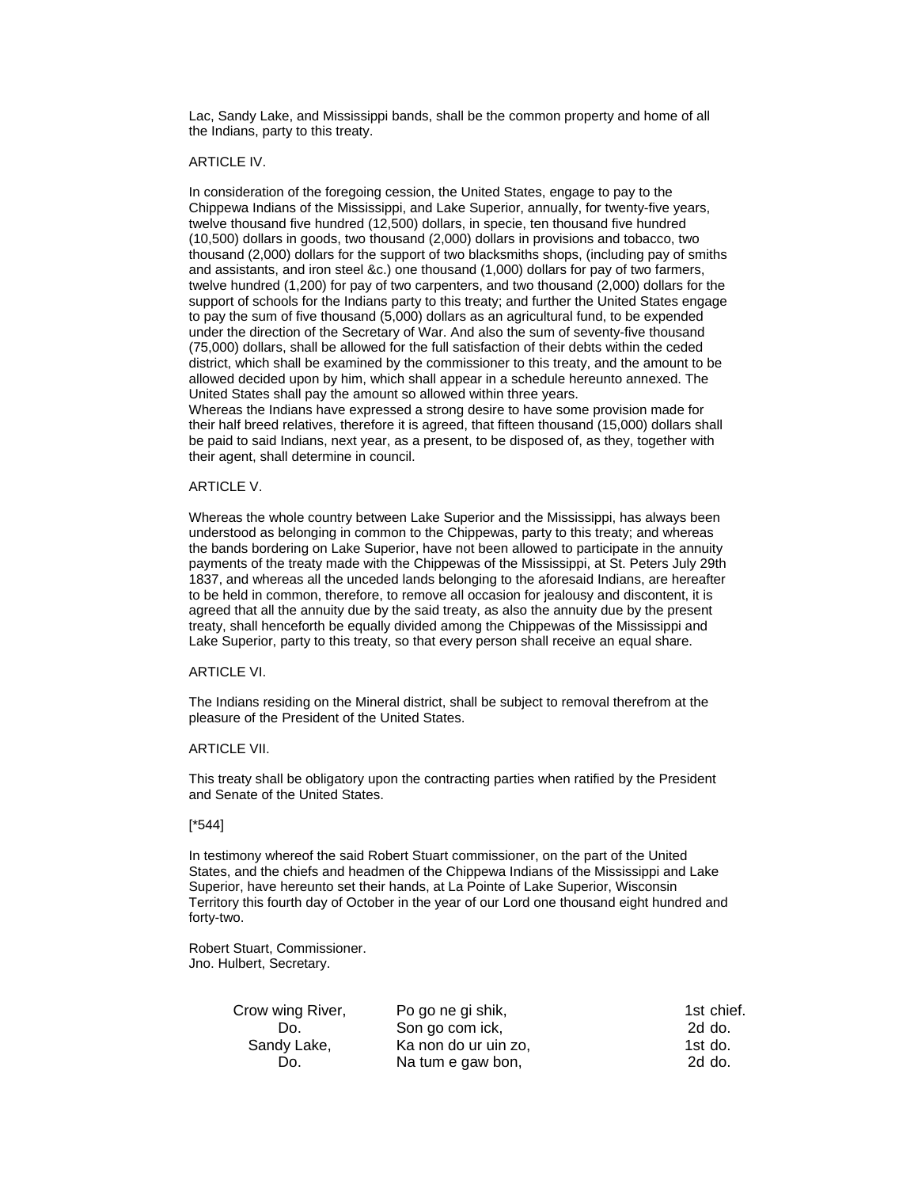Lac, Sandy Lake, and Mississippi bands, shall be the common property and home of all the Indians, party to this treaty.

ARTICLE IV.

In consideration of the foregoing cession, the United States, engage to pay to the Chippewa Indians of the Mississippi, and Lake Superior, annually, for twenty-five years, twelve thousand five hundred (12,500) dollars, in specie, ten thousand five hundred (10,500) dollars in goods, two thousand (2,000) dollars in provisions and tobacco, two thousand (2,000) dollars for the support of two blacksmiths shops, (including pay of smiths and assistants, and iron steel &c.) one thousand (1,000) dollars for pay of two farmers, twelve hundred (1,200) for pay of two carpenters, and two thousand (2,000) dollars for the support of schools for the Indians party to this treaty; and further the United States engage to pay the sum of five thousand (5,000) dollars as an agricultural fund, to be expended under the direction of the Secretary of War. And also the sum of seventy-five thousand (75,000) dollars, shall be allowed for the full satisfaction of their debts within the ceded district, which shall be examined by the commissioner to this treaty, and the amount to be allowed decided upon by him, which shall appear in a schedule hereunto annexed. The United States shall pay the amount so allowed within three years.
Whereas the Indians have expressed a strong desire to have some provision made for their half breed relatives, therefore it is agreed, that fifteen thousand (15,000) dollars shall be paid to said Indians, next year, as a present, to be disposed of, as they, together with their agent, shall determine in council.

ARTICLE V.

Whereas the whole country between Lake Superior and the Mississippi, has always been understood as belonging in common to the Chippewas, party to this treaty; and whereas the bands bordering on Lake Superior, have not been allowed to participate in the annuity payments of the treaty made with the Chippewas of the Mississippi, at St. Peters July 29th 1837, and whereas all the unceded lands belonging to the aforesaid Indians, are hereafter to be held in common, therefore, to remove all occasion for jealousy and discontent, it is agreed that all the annuity due by the said treaty, as also the annuity due by the present treaty, shall henceforth be equally divided among the Chippewas of the Mississippi and Lake Superior, party to this treaty, so that every person shall receive an equal share.

ARTICLE VI.

The Indians residing on the Mineral district, shall be subject to removal therefrom at the pleasure of the President of the United States.

ARTICLE VII.

This treaty shall be obligatory upon the contracting parties when ratified by the President and Senate of the United States.

[*544]

In testimony whereof the said Robert Stuart commissioner, on the part of the United States, and the chiefs and headmen of the Chippewa Indians of the Mississippi and Lake Superior, have hereunto set their hands, at La Pointe of Lake Superior, Wisconsin Territory this fourth day of October in the year of our Lord one thousand eight hundred and forty-two.

Robert Stuart, Commissioner.
Jno. Hulbert, Secretary.

| | | |
|---|---|---|
| Crow wing River, | Po go ne gi shik, | 1st chief. |
| Do. | Son go com ick, | 2d do. |
| Sandy Lake, | Ka non do ur uin zo, | 1st do. |
| Do. | Na tum e gaw bon, | 2d do. |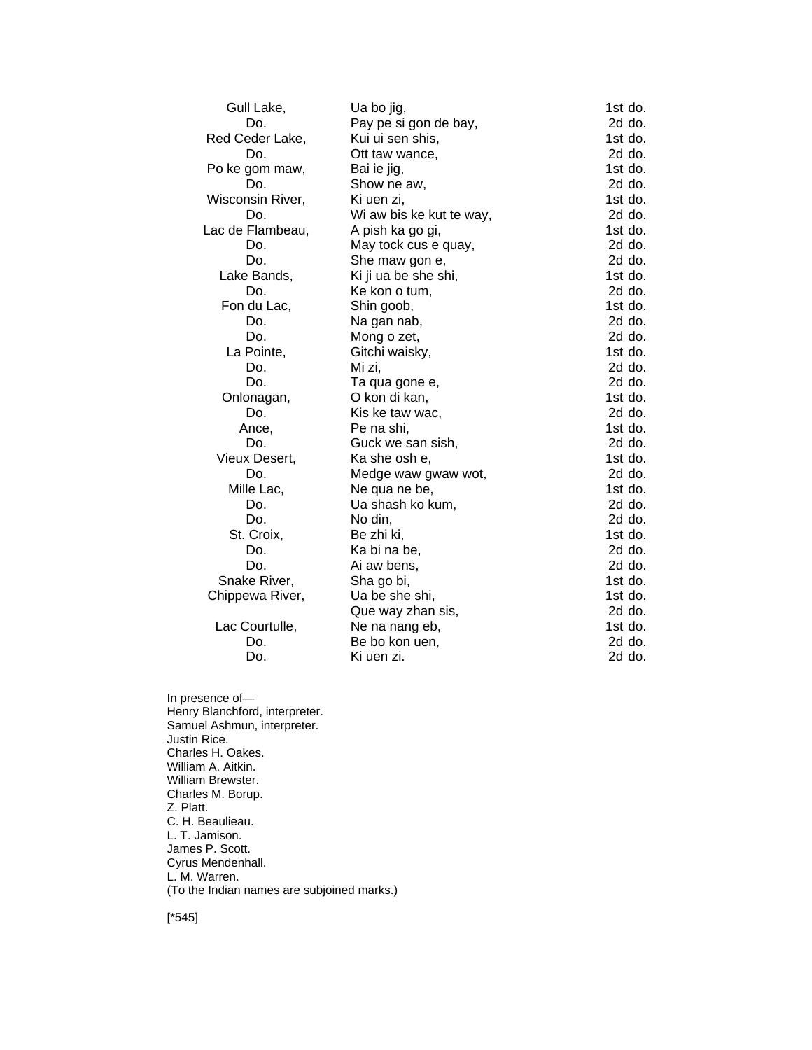| | | |
|---|---|---|
| Gull Lake, | Ua bo jig, | 1st do. |
| Do. | Pay pe si gon de bay, | 2d do. |
| Red Ceder Lake, | Kui ui sen shis, | 1st do. |
| Do. | Ott taw wance, | 2d do. |
| Po ke gom maw, | Bai ie jig, | 1st do. |
| Do. | Show ne aw, | 2d do. |
| Wisconsin River, | Ki uen zi, | 1st do. |
| Do. | Wi aw bis ke kut te way, | 2d do. |
| Lac de Flambeau, | A pish ka go gi, | 1st do. |
| Do. | May tock cus e quay, | 2d do. |
| Do. | She maw gon e, | 2d do. |
| Lake Bands, | Ki ji ua be she shi, | 1st do. |
| Do. | Ke kon o tum, | 2d do. |
| Fon du Lac, | Shin goob, | 1st do. |
| Do. | Na gan nab, | 2d do. |
| Do. | Mong o zet, | 2d do. |
| La Pointe, | Gitchi waisky, | 1st do. |
| Do. | Mi zi, | 2d do. |
| Do. | Ta qua gone e, | 2d do. |
| Onlonagan, | O kon di kan, | 1st do. |
| Do. | Kis ke taw wac, | 2d do. |
| Ance, | Pe na shi, | 1st do. |
| Do. | Guck we san sish, | 2d do. |
| Vieux Desert, | Ka she osh e, | 1st do. |
| Do. | Medge waw gwaw wot, | 2d do. |
| Mille Lac, | Ne qua ne be, | 1st do. |
| Do. | Ua shash ko kum, | 2d do. |
| Do. | No din, | 2d do. |
| St. Croix, | Be zhi ki, | 1st do. |
| Do. | Ka bi na be, | 2d do. |
| Do. | Ai aw bens, | 2d do. |
| Snake River, | Sha go bi, | 1st do. |
| Chippewa River, | Ua be she shi, | 1st do. |
| | Que way zhan sis, | 2d do. |
| Lac Courtulle, | Ne na nang eb, | 1st do. |
| Do. | Be bo kon uen, | 2d do. |
| Do. | Ki uen zi. | 2d do. |

In presence of—
Henry Blanchford, interpreter.
Samuel Ashmun, interpreter.
Justin Rice.
Charles H. Oakes.
William A. Aitkin.
William Brewster.
Charles M. Borup.
Z. Platt.
C. H. Beaulieau.
L. T. Jamison.
James P. Scott.
Cyrus Mendenhall.
L. M. Warren.
(To the Indian names are subjoined marks.)

[*545]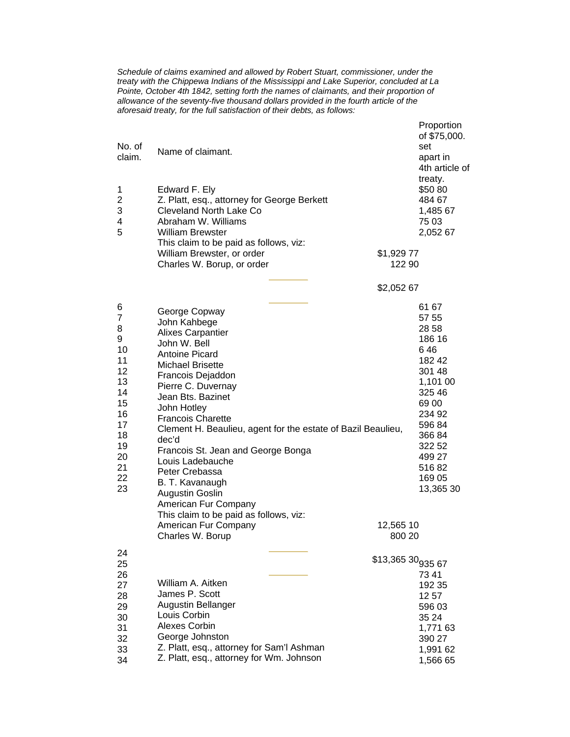*Schedule of claims examined and allowed by Robert Stuart, commissioner, under the treaty with the Chippewa Indians of the Mississippi and Lake Superior, concluded at La Pointe, October 4th 1842, setting forth the names of claimants, and their proportion of allowance of the seventy-five thousand dollars provided in the fourth article of the aforesaid treaty, for the full satisfaction of their debts, as follows:*

| No. of claim. | Name of claimant. | | Proportion of $75,000. set apart in 4th article of treaty. |
|---|---|---|---|
| 1 | Edward F. Ely | | $50 80 |
| 2 | Z. Platt, esq., attorney for George Berkett | | 484 67 |
| 3 | Cleveland North Lake Co | | 1,485 67 |
| 4 | Abraham W. Williams | | 75 03 |
| 5 | William Brewster | | 2,052 67 |
| | This claim to be paid as follows, viz: | | |
| | William Brewster, or order | $1,929 77 | |
| | Charles W. Borup, or order | 122 90 | |
| | | $2,052 67 | |
| 6 | George Copway | | 61 67 |
| 7 | John Kahbege | | 57 55 |
| 8 | Alixes Carpantier | | 28 58 |
| 9 | John W. Bell | | 186 16 |
| 10 | Antoine Picard | | 6 46 |
| 11 | Michael Brisette | | 182 42 |
| 12 | Francois Dejaddon | | 301 48 |
| 13 | Pierre C. Duvernay | | 1,101 00 |
| 14 | Jean Bts. Bazinet | | 325 46 |
| 15 | John Hotley | | 69 00 |
| 16 | Francois Charette | | 234 92 |
| 17 | Clement H. Beaulieu, agent for the estate of Bazil Beaulieu, dec'd | | 596 84 |
| 18 | Francois St. Jean and George Bonga | | 366 84 |
| 19 | Louis Ladebauche | | 322 52 |
| 20 | Peter Crebassa | | 499 27 |
| 21 | B. T. Kavanaugh | | 516 82 |
| 22 | Augustin Goslin | | 169 05 |
| 23 | American Fur Company | | 13,365 30 |
| | This claim to be paid as follows, viz: | | |
| | American Fur Company | 12,565 10 | |
| | Charles W. Borup | 800 20 | |
| 24 | | $13,365 30 | |
| 25 | | | 935 67 |
| 26 | | | 73 41 |
| 27 | William A. Aitken | | 192 35 |
| 28 | James P. Scott | | 12 57 |
| 29 | Augustin Bellanger | | 596 03 |
| 30 | Louis Corbin | | 35 24 |
| 31 | Alexes Corbin | | 1,771 63 |
| 32 | George Johnston | | 390 27 |
| 33 | Z. Platt, esq., attorney for Sam'l Ashman | | 1,991 62 |
| 34 | Z. Platt, esq., attorney for Wm. Johnson | | 1,566 65 |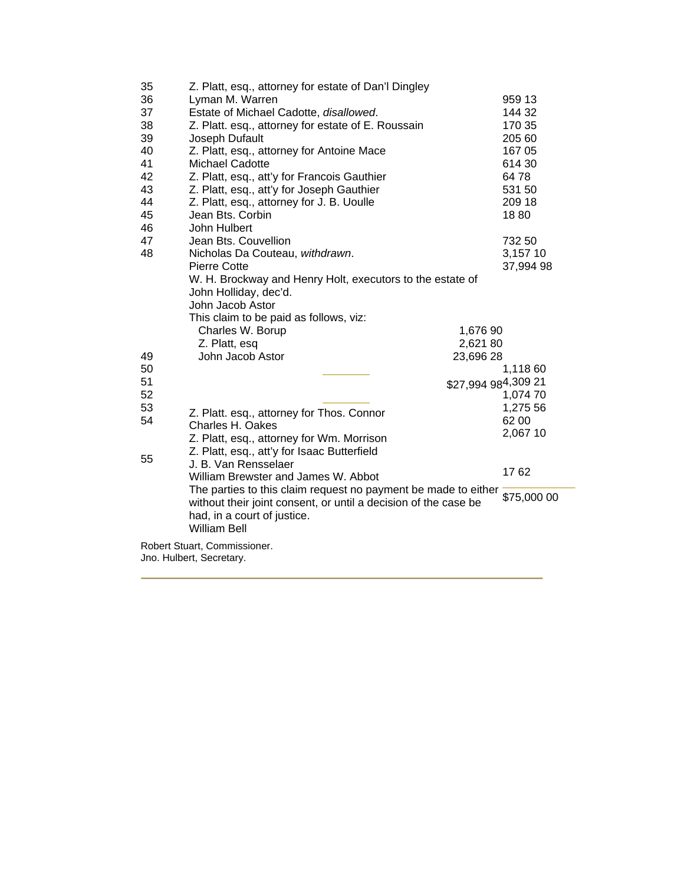| | | | |
|---|---|---|---|
| 35 | Z. Platt, esq., attorney for estate of Dan'l Dingley | | |
| 36 | Lyman M. Warren | | 959 13 |
| 37 | Estate of Michael Cadotte, *disallowed*. | | 144 32 |
| 38 | Z. Platt. esq., attorney for estate of E. Roussain | | 170 35 |
| 39 | Joseph Dufault | | 205 60 |
| 40 | Z. Platt, esq., attorney for Antoine Mace | | 167 05 |
| 41 | Michael Cadotte | | 614 30 |
| 42 | Z. Platt, esq., att'y for Francois Gauthier | | 64 78 |
| 43 | Z. Platt, esq., att'y for Joseph Gauthier | | 531 50 |
| 44 | Z. Platt, esq., attorney for J. B. Uoulle | | 209 18 |
| 45 | Jean Bts. Corbin | | 18 80 |
| 46 | John Hulbert | | |
| 47 | Jean Bts. Couvellion | | 732 50 |
| 48 | Nicholas Da Couteau, *withdrawn*. | | 3,157 10 |
| | Pierre Cotte | | 37,994 98 |
| | W. H. Brockway and Henry Holt, executors to the estate of John Holliday, dec'd. | | |
| | John Jacob Astor | | |
| | This claim to be paid as follows, viz: | | |
| | Charles W. Borup | 1,676 90 | |
| | Z. Platt, esq | 2,621 80 | |
| 49 | John Jacob Astor | 23,696 28 | |
| 50 | | | 1,118 60 |
| 51 | | $27,994 98 | 4,309 21 |
| 52 | | | 1,074 70 |
| 53 | Z. Platt. esq., attorney for Thos. Connor | | 1,275 56 |
| 54 | Charles H. Oakes | | 62 00 |
| | Z. Platt, esq., attorney for Wm. Morrison | | 2,067 10 |
| | Z. Platt, esq., att'y for Isaac Butterfield | | |
| 55 | J. B. Van Rensselaer | | |
| | William Brewster and James W. Abbot | | 17 62 |
| | The parties to this claim request no payment be made to either without their joint consent, or until a decision of the case be had, in a court of justice. | | $75,000 00 |
| | William Bell | | |

Robert Stuart, Commissioner.
Jno. Hulbert, Secretary.